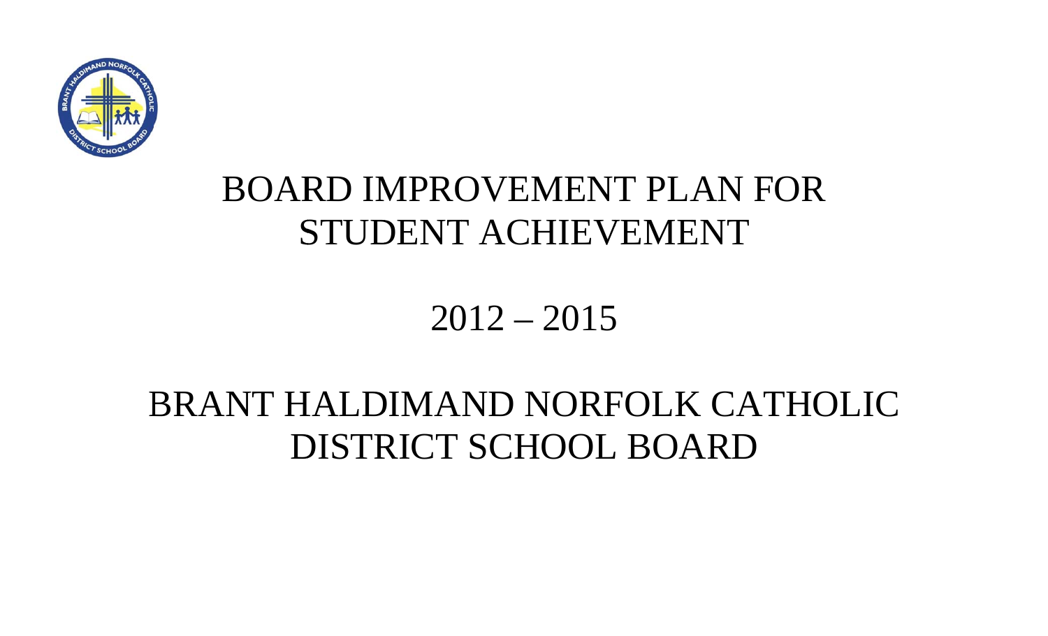# BOARD IMPROVEMENT PLAN FOR STUDENT ACHIEVEMENT

## 2012 – 2015

## BRANT HALDIMAND NORFOLK CATHOLIC DISTRICT SCHOOL BOARD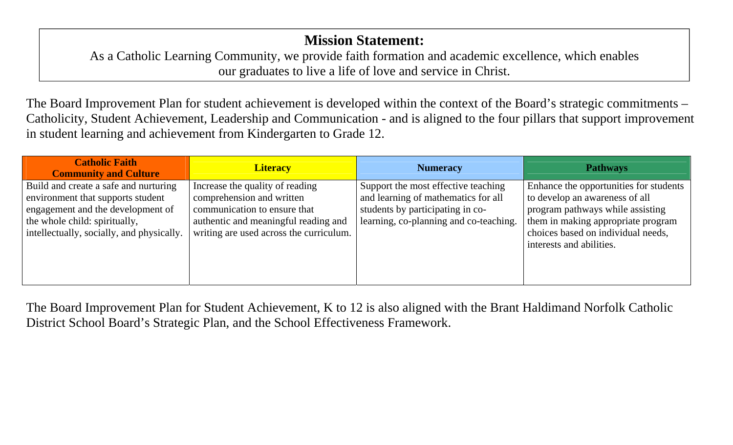## Mission Statement:

As a Catholic Learning Community, we provide faith formation and academic excellence, which enables our graduates to live a life of love and service in Christ.

The Board Improvement Plan for student achievement is developed within the context of the Board's strategic commitments – Catholicity, Student Achievement, Leadership and Communication - and is aligned to the four pillars that support improvement in student learning and achievement from Kindergarten to Grade 12.

| **Catholic Faith Community and Culture** | **Literacy** | **Numeracy** | **Pathways** |
|---|---|---|---|
| Build and create a safe and nurturing environment that supports student engagement and the development of the whole child: spiritually, intellectually, socially, and physically. | Increase the quality of reading comprehension and written communication to ensure that authentic and meaningful reading and writing are used across the curriculum. | Support the most effective teaching and learning of mathematics for all students by participating in co-learning, co-planning and co-teaching. | Enhance the opportunities for students to develop an awareness of all program pathways while assisting them in making appropriate program choices based on individual needs, interests and abilities. |

The Board Improvement Plan for Student Achievement, K to 12 is also aligned with the Brant Haldimand Norfolk Catholic District School Board's Strategic Plan, and the School Effectiveness Framework.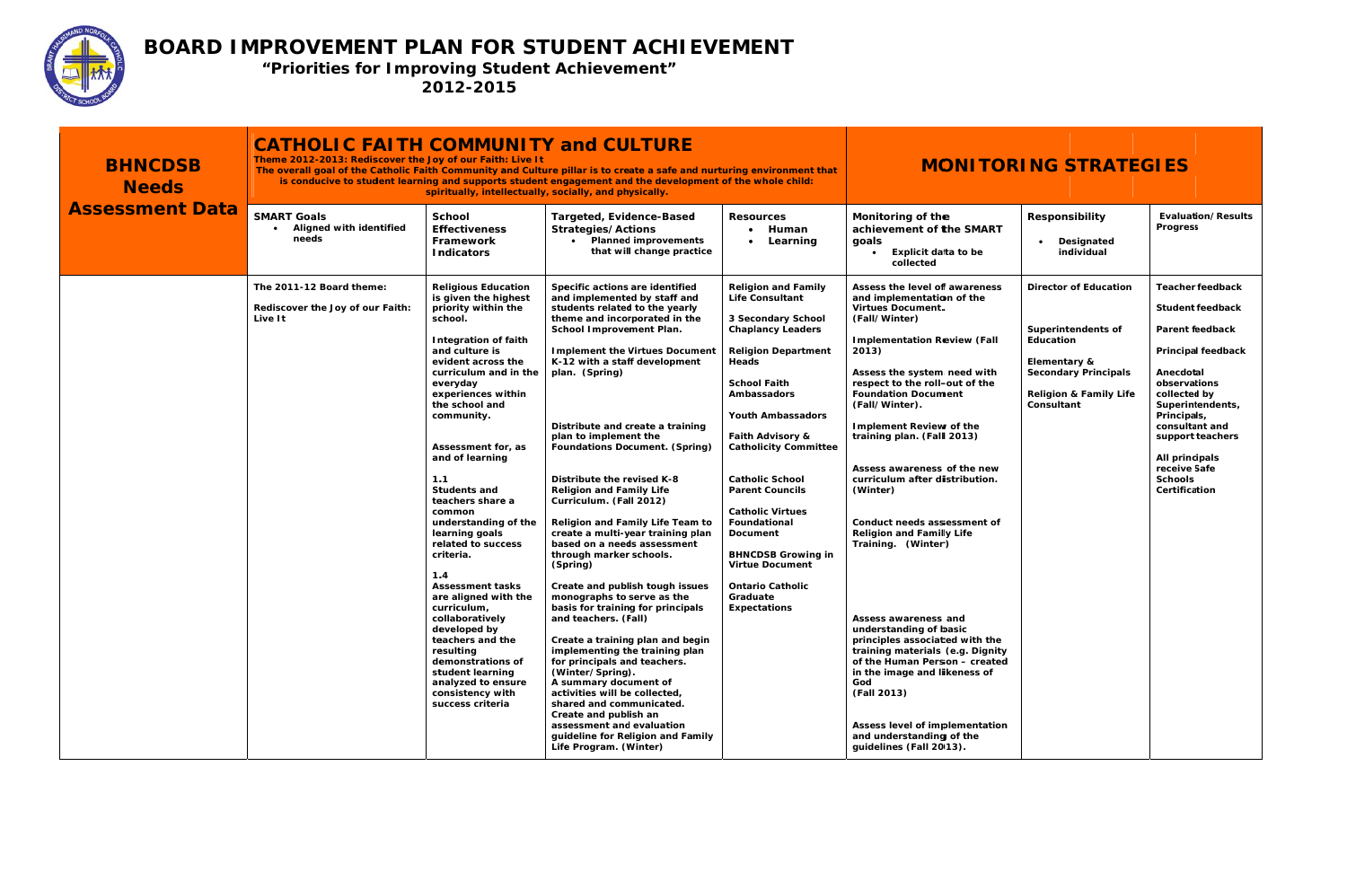# BOARD IMPROVEMENT PLAN FOR STUDENT ACHIEVEMENT

**"Priorities for Improving Student Achievement"**

**2012-2015**

| BHNCDSB Needs Assessment Data | CATHOLIC FAITH COMMUNITY and CULTURE<br>Theme 2012-2013: Rediscover the Joy of our Faith: Live It<br>The overall goal of the Catholic Faith Community and Culture pillar is to create a safe and nurturing environment that is conducive to student learning and supports student engagement and the development of the whole child: spiritually, intellectually, socially, and physically. | | | | MONITORING STRATEGIES | | |
|---|---|---|---|---|---|---|---|
| | **SMART Goals**<br>• Aligned with identified needs | **School Effectiveness Framework Indicators** | **Targeted, Evidence-Based Strategies/Actions**<br>• Planned improvements that will change practice | **Resources**<br>• Human<br>• Learning | **Monitoring of the achievement of the SMART goals**<br>• Explicit data to be collected | **Responsibility**<br>• Designated individual | **Evaluation/Results Progress** |
| | The 2011-12 Board theme:<br><br>Rediscover the Joy of our Faith: Live It | Religious Education is given the highest priority within the school.<br><br>Integration of faith and culture is evident across the curriculum and in the everyday experiences within the school and community.<br><br>Assessment for, as and of learning<br><br>1.1<br>Students and teachers share a common understanding of the learning goals related to success criteria.<br><br>1.4<br>Assessment tasks are aligned with the curriculum, collaboratively developed by teachers and the resulting demonstrations of student learning analyzed to ensure consistency with success criteria | Specific actions are identified and implemented by staff and students related to the yearly theme and incorporated in the School Improvement Plan.<br><br>Implement the Virtues Document K-12 with a staff development plan. (Spring)<br><br>Distribute and create a training plan to implement the Foundations Document. (Spring)<br><br>Distribute the revised K-8 Religion and Family Life Curriculum. (Fall 2012)<br><br>Religion and Family Life Team to create a multi-year training plan based on a needs assessment through marker schools. (Spring)<br><br>Create and publish tough issues monographs to serve as the basis for training for principals and teachers. (Fall)<br><br>Create a training plan and begin implementing the training plan for principals and teachers. (Winter/Spring).<br>A summary document of activities will be collected, shared and communicated.<br>Create and publish an assessment and evaluation guideline for Religion and Family Life Program. (Winter) | Religion and Family Life Consultant<br><br>3 Secondary School Chaplancy Leaders<br><br>Religion Department Heads<br><br>School Faith Ambassadors<br><br>Youth Ambassadors<br><br>Faith Advisory & Catholicity Committee<br><br>Catholic School Parent Councils<br><br>Catholic Virtues Foundational Document<br><br>BHNCDSB Growing in Virtue Document<br><br>Ontario Catholic Graduate Expectations | Assess the level of awareness and implementation of the Virtues Document.<br>(Fall/Winter)<br><br>Implementation Review (Fall 2013)<br><br>Assess the system need with respect to the roll-out of the Foundation Document (Fall/Winter).<br><br>Implement Review of the training plan. (Fall 2013)<br><br>Assess awareness of the new curriculum after distribution. (Winter)<br><br>Conduct needs assessment of Religion and Family Life Training. (Winter)<br><br>Assess awareness and understanding of basic principles associated with the training materials (e.g. Dignity of the Human Person – created in the image and likeness of God<br>(Fall 2013)<br><br>Assess level of implementation and understanding of the guidelines (Fall 2013). | Director of Education<br><br>Superintendents of Education<br><br>Elementary & Secondary Principals<br><br>Religion & Family Life Consultant | Teacher feedback<br><br>Student feedback<br><br>Parent feedback<br><br>Principal feedback<br><br>Anecdotal observations collected by Superintendents, Principals, consultant and support teachers<br><br>All principals receive Safe Schools Certification |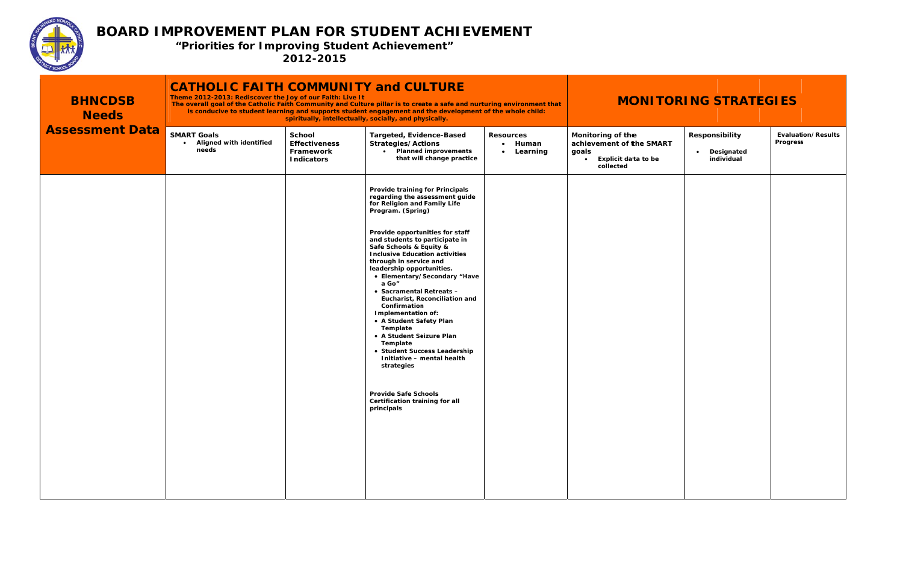# BOARD IMPROVEMENT PLAN FOR STUDENT ACHIEVEMENT

## "Priorities for Improving Student Achievement"

## 2012-2015

| BHNCDSB Needs Assessment Data | CATHOLIC FAITH COMMUNITY and CULTURE<br>Theme 2012-2013: Rediscover the Joy of our Faith: Live It<br>The overall goal of the Catholic Faith Community and Culture pillar is to create a safe and nurturing environment that is conducive to student learning and supports student engagement and the development of the whole child: spiritually, intellectually, socially, and physically. | | | | MONITORING STRATEGIES | | |
|---|---|---|---|---|---|---|---|
| | **SMART Goals**<br>• Aligned with identified needs | **School Effectiveness Framework Indicators** | **Targeted, Evidence-Based Strategies/Actions**<br>• Planned improvements that will change practice | **Resources**<br>• Human<br>• Learning | **Monitoring of the achievement of the SMART goals**<br>• Explicit data to be collected | **Responsibility**<br>• Designated individual | **Evaluation/Results Progress** |
| | | | **Provide training for Principals regarding the assessment guide for Religion and Family Life Program. (Spring)**<br><br>**Provide opportunities for staff and students to participate in Safe Schools & Equity & Inclusive Education activities through in service and leadership opportunities.**<br>• Elementary/Secondary "Have a Go"<br>• Sacramental Retreats – Eucharist, Reconciliation and Confirmation<br>Implementation of:<br>• A Student Safety Plan Template<br>• A Student Seizure Plan Template<br>• Student Success Leadership Initiative – mental health strategies<br><br>**Provide Safe Schools Certification training for all principals** | | | | |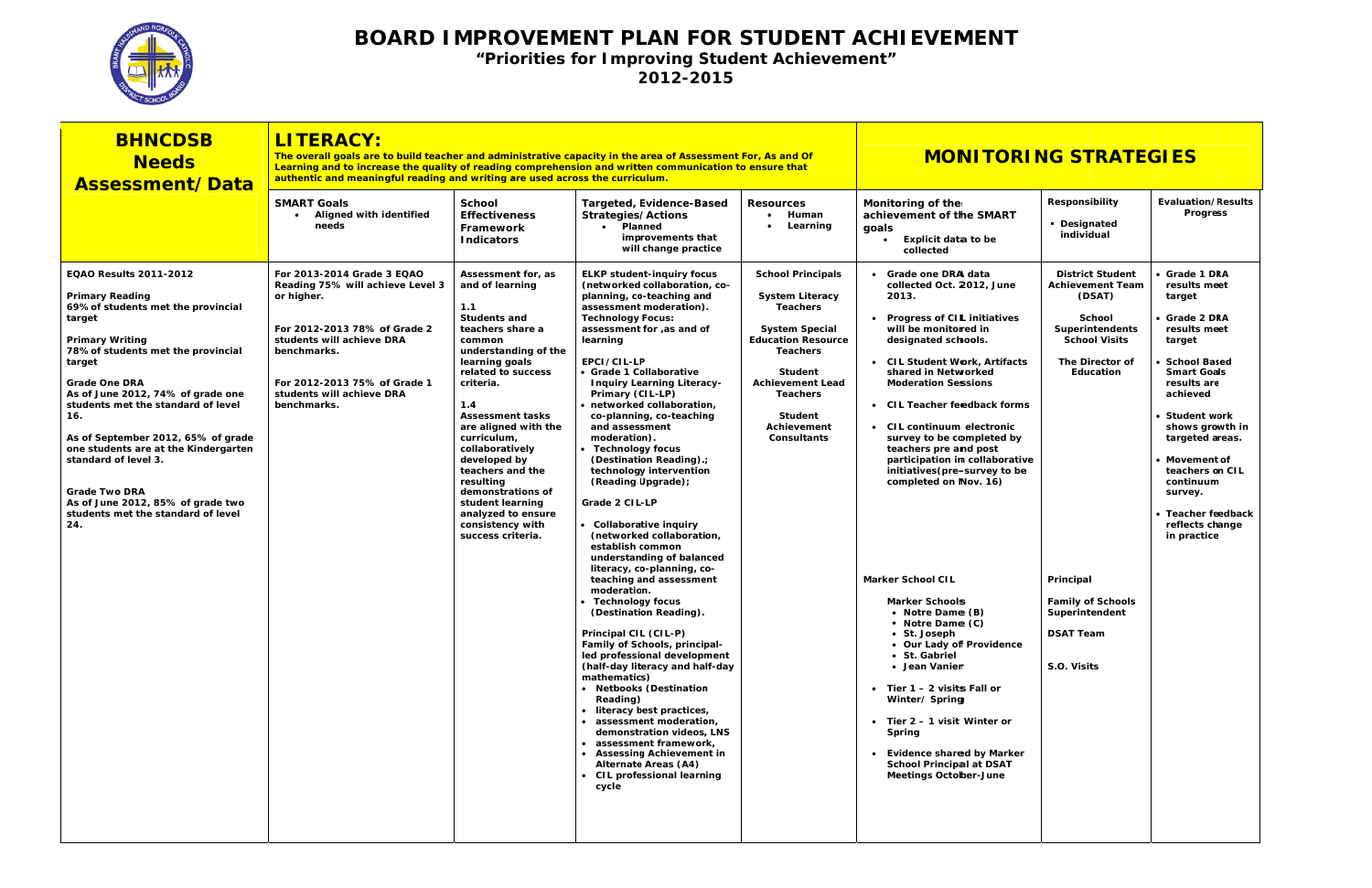# BOARD IMPROVEMENT PLAN FOR STUDENT ACHIEVEMENT

**"Priorities for Improving Student Achievement"**

**2012-2015**

| BHNCDSB Needs Assessment/Data | LITERACY: The overall goals are to build teacher and administrative capacity in the area of Assessment For, As and Of Learning and to increase the quality of reading comprehension and written communication to ensure that authentic and meaningful reading and writing are used across the curriculum. | | | | MONITORING STRATEGIES | | |
|---|---|---|---|---|---|---|---|
| | **SMART Goals**<br>• Aligned with identified needs | **School Effectiveness Framework Indicators** | **Targeted, Evidence-Based Strategies/Actions**<br>• Planned improvements that will change practice | **Resources**<br>• Human<br>• Learning | **Monitoring of the achievement of the SMART goals**<br>• Explicit data to be collected | **Responsibility**<br>• Designated individual | **Evaluation/Results Progress** |
| **EQAO Results 2011-2012**<br><br>**Primary Reading**<br>69% of students met the provincial target<br><br>**Primary Writing**<br>78% of students met the provincial target<br><br>**Grade One DRA**<br>As of June 2012, 74% of grade one students met the standard of level 16.<br><br>As of September 2012, 65% of grade one students are at the Kindergarten standard of level 3.<br><br>**Grade Two DRA**<br>As of June 2012, 85% of grade two students met the standard of level 24. | For 2013-2014 Grade 3 EQAO Reading 75% will achieve Level 3 or higher.<br><br>For 2012-2013 78% of Grade 2 students will achieve DRA benchmarks.<br><br>For 2012-2013 75% of Grade 1 students will achieve DRA benchmarks. | Assessment for, as and of learning<br><br>1.1<br>Students and teachers share a common understanding of the learning goals related to success criteria.<br><br>1.4<br>Assessment tasks are aligned with the curriculum, collaboratively developed by teachers and the resulting demonstrations of student learning analyzed to ensure consistency with success criteria. | ELKP student-inquiry focus (networked collaboration, co-planning, co-teaching and assessment moderation).<br>Technology Focus: assessment for ,as and of learning<br><br>EPCI/CIL-LP<br>• Grade 1 Collaborative Inquiry Learning Literacy-Primary (CIL-LP)<br>• networked collaboration, co-planning, co-teaching and assessment moderation).<br>• Technology focus (Destination Reading).; technology intervention (Reading Upgrade);<br><br>Grade 2 CIL-LP<br><br>• Collaborative inquiry (networked collaboration, establish common understanding of balanced literacy, co-planning, co-teaching and assessment moderation.<br>• Technology focus (Destination Reading).<br><br>Principal CIL (CIL-P)<br>Family of Schools, principal-led professional development (half-day literacy and half-day mathematics)<br>• Netbooks (Destination Reading)<br>• literacy best practices,<br>• assessment moderation, demonstration videos, LNS<br>• assessment framework,<br>• Assessing Achievement in Alternate Areas (A4)<br>• CIL professional learning cycle | School Principals<br><br>System Literacy Teachers<br><br>System Special Education Resource Teachers<br><br>Student Achievement Lead Teachers<br><br>Student Achievement Consultants | • Grade one DRA data collected Oct. 2012, June 2013.<br>• Progress of CIL initiatives will be monitored in designated schools.<br>• CIL Student Work, Artifacts shared in Networked Moderation Sessions<br>• CIL Teacher feedback forms<br>• CIL continuum electronic survey to be completed by teachers pre and post participation in collaborative initiatives(pre–survey to be completed on Nov. 16)<br><br>Marker School CIL<br><br>Marker Schools<br>• Notre Dame (B)<br>• Notre Dame (C)<br>• St. Joseph<br>• Our Lady of Providence<br>• St. Gabriel<br>• Jean Vanier<br><br>• Tier 1 – 2 visits Fall or Winter/ Spring<br>• Tier 2 – 1 visit Winter or Spring<br>• Evidence shared by Marker School Principal at DSAT Meetings October-June | District Student Achievement Team (DSAT)<br><br>School Superintendents School Visits<br><br>The Director of Education<br><br>Principal<br><br>Family of Schools Superintendent<br><br>DSAT Team<br><br>S.O. Visits | • Grade 1 DRA results meet target<br>• Grade 2 DRA results meet target<br>• School Based Smart Goals results are achieved<br>• Student work shows growth in targeted areas.<br>• Movement of teachers on CIL continuum survey.<br>• Teacher feedback reflects change in practice |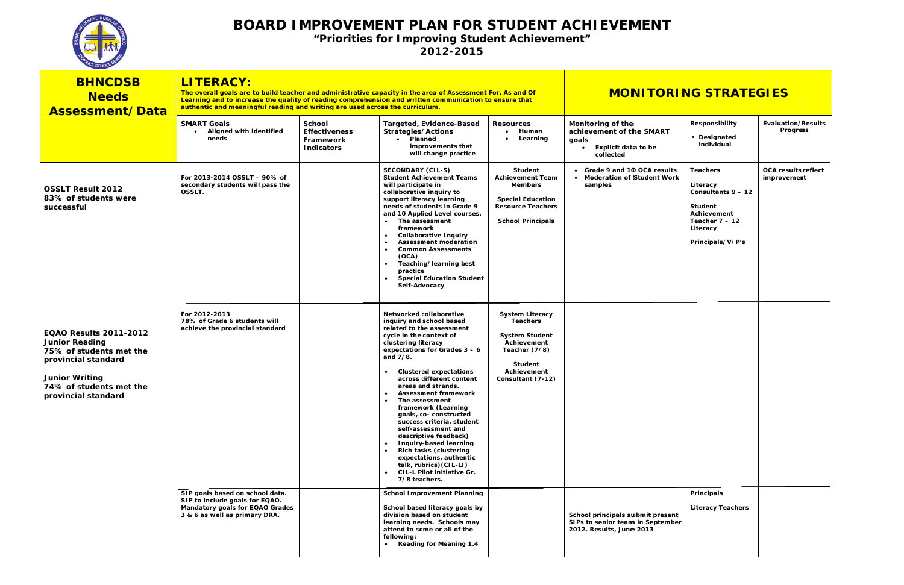# BOARD IMPROVEMENT PLAN FOR STUDENT ACHIEVEMENT

**"Priorities for Improving Student Achievement"**

**2012-2015**

| **BHNCDSB Needs Assessment/Data** | **LITERACY:** The overall goals are to build teacher and administrative capacity in the area of Assessment For, As and Of Learning and to increase the quality of reading comprehension and written communication to ensure that authentic and meaningful reading and writing are used across the curriculum. | | | | **MONITORING STRATEGIES** | | |
|---|---|---|---|---|---|---|---|
| | **SMART Goals**<br>• Aligned with identified needs | **School Effectiveness Framework Indicators** | **Targeted, Evidence-Based Strategies/Actions**<br>• Planned improvements that will change practice | **Resources**<br>• Human<br>• Learning | **Monitoring of the achievement of the SMART goals**<br>• Explicit data to be collected | **Responsibility**<br>• Designated individual | **Evaluation/Results Progress** |
| **OSSLT Result 2012**<br>**83% of students were successful** | For 2013-2014 OSSLT – 90% of secondary students will pass the OSSLT. | | **SECONDARY (CIL-S)**<br>Student Achievement Teams will participate in collaborative inquiry to support literacy learning needs of students in Grade 9 and 10 Applied Level courses.<br>• The assessment framework<br>• Collaborative Inquiry<br>• Assessment moderation<br>• Common Assessments (OCA)<br>• Teaching/learning best practice<br>• Special Education Student Self-Advocacy | Student Achievement Team Members<br><br>Special Education Resource Teachers<br><br>School Principals | • Grade 9 and 10 OCA results<br>• Moderation of Student Work samples | Teachers<br><br>Literacy Consultants 9 – 12<br><br>Student Achievement Teacher 7 – 12 Literacy<br><br>Principals/V/P's | OCA results reflect improvement |
| **EQAO Results 2011-2012**<br>**Junior Reading**<br>**75% of students met the provincial standard**<br><br>**Junior Writing**<br>**74% of students met the provincial standard** | For 2012-2013<br>78% of Grade 6 students will achieve the provincial standard | | Networked collaborative inquiry and school based related to the assessment cycle in the context of clustering literacy expectations for Grades 3 – 6 and 7/8.<br><br>• Clustered expectations across different content areas and strands.<br>• Assessment framework<br>• The assessment framework (Learning goals, co- constructed success criteria, student self-assessment and descriptive feedback)<br>• Inquiry-based learning<br>• Rich tasks (clustering expectations, authentic talk, rubrics)(CIL-LI)<br>• CIL-L Pilot initiative Gr. 7/8 teachers. | System Literacy Teachers<br><br>System Student Achievement Teacher (7/8)<br><br>Student Achievement Consultant (7-12) | | | |
| | SIP goals based on school data. SIP to include goals for EQAO. Mandatory goals for EQAO Grades 3 & 6 as well as primary DRA. | | **School Improvement Planning**<br><br>School based literacy goals by division based on student learning needs. Schools may attend to some or all of the following:<br>• Reading for Meaning 1.4 | | School principals submit present SIPs to senior team in September 2012. Results, June 2013 | Principals<br><br>Literacy Teachers | |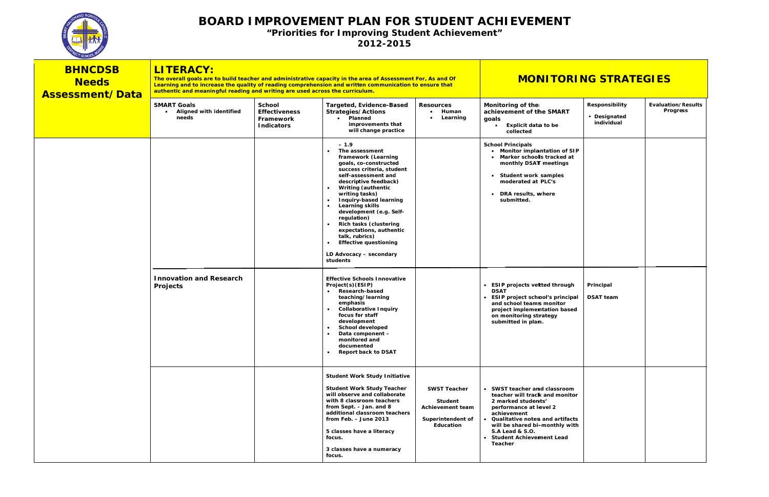# BOARD IMPROVEMENT PLAN FOR STUDENT ACHIEVEMENT

## "Priorities for Improving Student Achievement"

## 2012-2015

| **BHNCDSB Needs Assessment/Data** | **LITERACY:** The overall goals are to build teacher and administrative capacity in the area of Assessment For, As and Of Learning and to increase the quality of reading comprehension and written communication to ensure that authentic and meaningful reading and writing are used across the curriculum. | | | | **MONITORING STRATEGIES** | | |
|---|---|---|---|---|---|---|---|
| | **SMART Goals**<br>• Aligned with identified needs | **School Effectiveness Framework Indicators** | **Targeted, Evidence-Based Strategies/Actions**<br>• Planned improvements that will change practice | **Resources**<br>• Human<br>• Learning | **Monitoring of the achievement of the SMART goals**<br>• Explicit data to be collected | **Responsibility**<br>• Designated individual | **Evaluation/Results Progress** |
| | | | – 1.9<br>• The assessment framework (Learning goals, co-constructed success criteria, student self-assessment and descriptive feedback)<br>• Writing (authentic writing tasks)<br>• Inquiry-based learning<br>• Learning skills development (e.g. Self-regulation)<br>• Rich tasks (clustering expectations, authentic talk, rubrics)<br>• Effective questioning<br><br>LD Advocacy – secondary students | | **School Principals**<br>• Monitor implantation of SIP<br>• Marker schools tracked at monthly DSAT meetings<br><br>• Student work samples moderated at PLC's<br><br>• DRA results, where submitted. | | |
| | **Innovation and Research Projects** | | **Effective Schools Innovative Project(s)(ESIP)**<br>• Research-based teaching/learning emphasis<br>• Collaborative Inquiry focus for staff development<br>• School developed<br>• Data component – monitored and documented<br>• Report back to DSAT | | • ESIP projects vetted through DSAT<br>• ESIP project school's principal and school teams monitor project implementation based on monitoring strategy submitted in plan. | Principal<br><br>DSAT team | |
| | | | **Student Work Study Initiative**<br><br>Student Work Study Teacher will observe and collaborate with 8 classroom teachers from Sept. – Jan. and 8 additional classroom teachers from Feb. – June 2013<br><br>5 classes have a literacy focus.<br><br>3 classes have a numeracy focus. | SWST Teacher<br><br>Student Achievement team<br><br>Superintendent of Education | • SWST teacher and classroom teacher will track and monitor 2 marked students' performance at level 2 achievement<br>• Qualitative notes and artifacts will be shared bi–monthly with S.A Lead & S.O.<br>• Student Achievement Lead Teacher | | |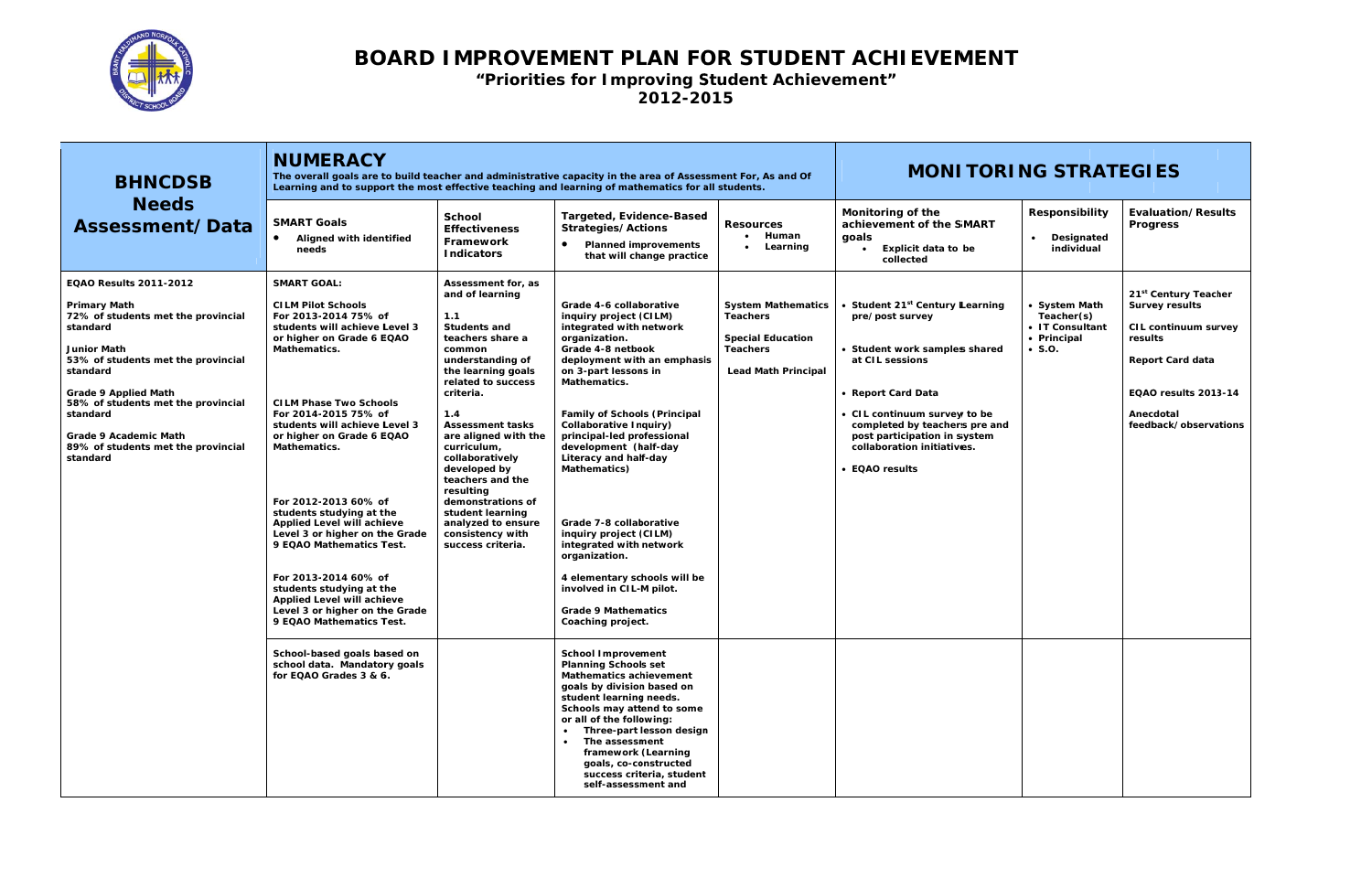# BOARD IMPROVEMENT PLAN FOR STUDENT ACHIEVEMENT

**"Priorities for Improving Student Achievement"**
**2012-2015**

| BHNCDSB Needs Assessment/Data | NUMERACY The overall goals are to build teacher and administrative capacity in the area of Assessment For, As and Of Learning and to support the most effective teaching and learning of mathematics for all students. | | | | MONITORING STRATEGIES | | |
|---|---|---|---|---|---|---|---|
| | **SMART Goals** • Aligned with identified needs | **School Effectiveness Framework Indicators** | **Targeted, Evidence-Based Strategies/Actions** • Planned improvements that will change practice | **Resources** • Human • Learning | **Monitoring of the achievement of the SMART goals** • Explicit data to be collected | **Responsibility** • Designated individual | **Evaluation/Results Progress** |
| **EQAO Results 2011-2012**<br><br>**Primary Math**<br>72% of students met the provincial standard<br><br>**Junior Math**<br>53% of students met the provincial standard<br><br>**Grade 9 Applied Math**<br>58% of students met the provincial standard<br><br>**Grade 9 Academic Math**<br>89% of students met the provincial standard | **SMART GOAL:**<br><br>**CILM Pilot Schools**<br>For 2013-2014 75% of students will achieve Level 3 or higher on Grade 6 EQAO Mathematics.<br><br>**CILM Phase Two Schools**<br>For 2014-2015 75% of students will achieve Level 3 or higher on Grade 6 EQAO Mathematics.<br><br>For 2012-2013 60% of students studying at the Applied Level will achieve Level 3 or higher on the Grade 9 EQAO Mathematics Test.<br><br>For 2013-2014 60% of students studying at the Applied Level will achieve Level 3 or higher on the Grade 9 EQAO Mathematics Test. | **Assessment for, as and of learning**<br><br>**1.1**<br>Students and teachers share a common understanding of the learning goals related to success criteria.<br><br>**1.4**<br>Assessment tasks are aligned with the curriculum, collaboratively developed by teachers and the resulting demonstrations of student learning analyzed to ensure consistency with success criteria. | Grade 4-6 collaborative inquiry project (CILM) integrated with network organization.<br>Grade 4-8 netbook deployment with an emphasis on 3-part lessons in Mathematics.<br><br>Family of Schools (Principal Collaborative Inquiry) principal-led professional development (half-day Literacy and half-day Mathematics)<br><br>Grade 7-8 collaborative inquiry project (CILM) integrated with network organization.<br><br>4 elementary schools will be involved in CIL-M pilot.<br><br>Grade 9 Mathematics Coaching project. | System Mathematics Teachers<br><br>Special Education Teachers<br><br>Lead Math Principal | • Student 21st Century Learning pre/post survey<br><br>• Student work samples shared at CIL sessions<br><br>• Report Card Data<br><br>• CIL continuum survey to be completed by teachers pre and post participation in system collaboration initiatives.<br><br>• EQAO results | • System Math Teacher(s)<br>• IT Consultant<br>• Principal<br>• S.O. | 21st Century Teacher Survey results<br><br>CIL continuum survey results<br><br>Report Card data<br><br>EQAO results 2013-14<br><br>Anecdotal feedback/observations |
| | School-based goals based on school data. Mandatory goals for EQAO Grades 3 & 6. | | School Improvement Planning Schools set Mathematics achievement goals by division based on student learning needs. Schools may attend to some or all of the following:<br>• Three-part lesson design<br>• The assessment framework (Learning goals, co-constructed success criteria, student self-assessment and | | | | |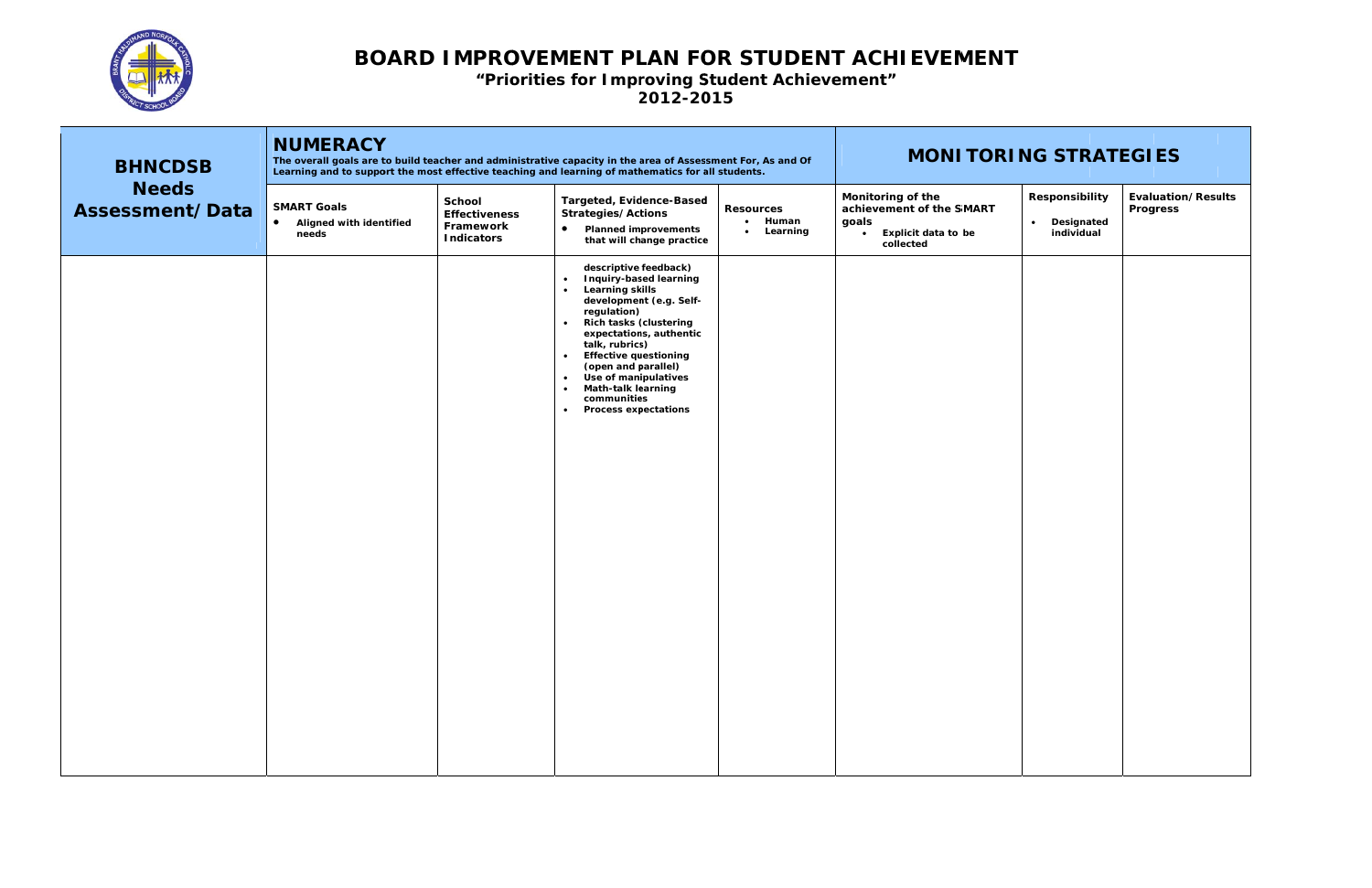# BOARD IMPROVEMENT PLAN FOR STUDENT ACHIEVEMENT

## "Priorities for Improving Student Achievement"

## 2012-2015

| BHNCDSB Needs Assessment/Data | NUMERACY<br>The overall goals are to build teacher and administrative capacity in the area of Assessment For, As and Of Learning and to support the most effective teaching and learning of mathematics for all students. | | | | MONITORING STRATEGIES | | |
|---|---|---|---|---|---|---|---|
| | **SMART Goals**<br>• Aligned with identified needs | **School Effectiveness Framework Indicators** | **Targeted, Evidence-Based Strategies/Actions**<br>• Planned improvements that will change practice | **Resources**<br>• Human<br>• Learning | **Monitoring of the achievement of the SMART goals**<br>• Explicit data to be collected | **Responsibility**<br>• Designated individual | **Evaluation/Results Progress** |
| | | | descriptive feedback)<br>• Inquiry-based learning<br>• Learning skills development (e.g. Self-regulation)<br>• Rich tasks (clustering expectations, authentic talk, rubrics)<br>• Effective questioning (open and parallel)<br>• Use of manipulatives<br>• Math-talk learning communities<br>• Process expectations | | | | |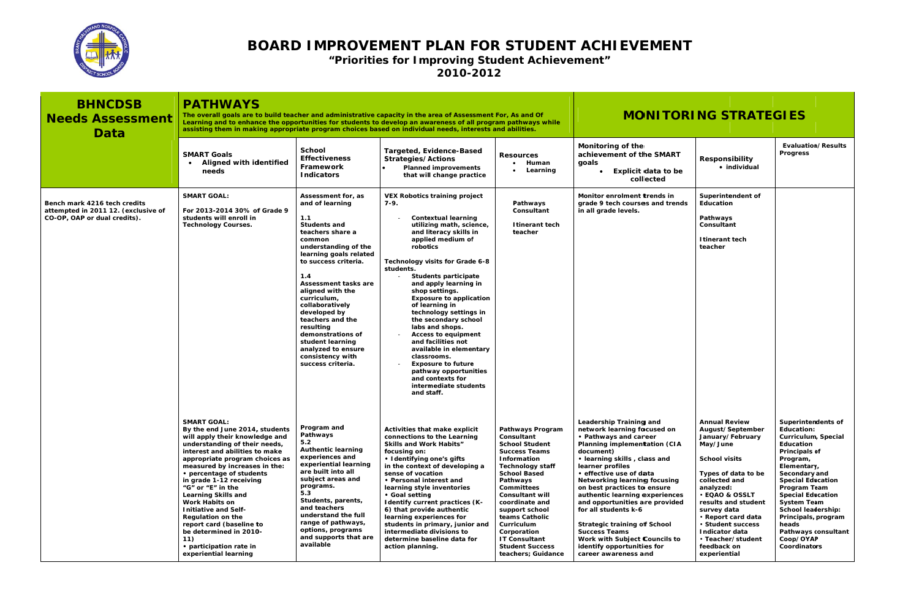# BOARD IMPROVEMENT PLAN FOR STUDENT ACHIEVEMENT

**"Priorities for Improving Student Achievement"**

**2010-2012**

| BHNCDSB Needs Assessment Data | PATHWAYS<br>The overall goals are to build teacher and administrative capacity in the area of Assessment For, As and Of Learning and to enhance the opportunities for students to develop an awareness of all program pathways while assisting them in making appropriate program choices based on individual needs, interests and abilities. | | | | MONITORING STRATEGIES | | |
|---|---|---|---|---|---|---|---|
| | **SMART Goals**<br>• Aligned with identified needs | **School Effectiveness Framework Indicators** | **Targeted, Evidence-Based Strategies/Actions**<br>• Planned improvements that will change practice | **Resources**<br>• Human<br>• Learning | **Monitoring of the achievement of the SMART goals**<br>• Explicit data to be collected | **Responsibility**<br>• individual | **Evaluation/Results Progress** |
| Bench mark 4216 tech credits attempted in 2011 12. (exclusive of CO-OP, OAP or dual credits). | **SMART GOAL:**<br>For 2013-2014 30% of Grade 9 students will enroll in Technology Courses. | Assessment for, as and of learning<br><br>1.1<br>Students and teachers share a common understanding of the learning goals related to success criteria.<br><br>1.4<br>Assessment tasks are aligned with the curriculum, collaboratively developed by teachers and the resulting demonstrations of student learning analyzed to ensure consistency with success criteria. | VEX Robotics training project 7-9.<br>- Contextual learning utilizing math, science, and literacy skills in applied medium of robotics<br><br>Technology visits for Grade 6-8 students.<br>- Students participate and apply learning in shop settings. Exposure to application of learning in technology settings in the secondary school labs and shops.<br>- Access to equipment and facilities not available in elementary classrooms.<br>- Exposure to future pathway opportunities and contexts for intermediate students and staff. | Pathways Consultant<br><br>Itinerant tech teacher | Monitor enrolment trends in grade 9 tech courses and trends in all grade levels. | Superintendent of Education<br><br>Pathways Consultant<br><br>Itinerant tech teacher | |
| | **SMART GOAL:**<br>By the end June 2014, students will apply their knowledge and understanding of their needs, interest and abilities to make appropriate program choices as measured by increases in the:<br>• percentage of students in grade 1-12 receiving "G" or "E" in the Learning Skills and Work Habits on Initiative and Self-Regulation on the report card (baseline to be determined in 2010-11)<br>• participation rate in experiential learning | Program and Pathways<br>5.2<br>Authentic learning experiences and experiential learning are built into all subject areas and programs.<br>5.3<br>Students, parents, and teachers understand the full range of pathways, options, programs and supports that are available | Activities that make explicit connections to the Learning Skills and Work Habits" focusing on:<br>• Identifying one's gifts in the context of developing a sense of vocation<br>• Personal interest and learning style inventories<br>• Goal setting<br>Identify current practices (K-6) that provide authentic learning experiences for students in primary, junior and intermediate divisions to determine baseline data for action planning. | Pathways Program Consultant<br>School Student Success Teams<br>Information Technology staff<br>School Based Pathways Committees<br>Consultant will coordinate and support school teams Catholic Curriculum Corporation<br>IT Consultant<br>Student Success teachers; Guidance | Leadership Training and network learning focused on<br>• Pathways and career Planning implementation (CIA document)<br>• learning skills, class and learner profiles<br>• effective use of data<br>Networking learning focusing on best practices to ensure authentic learning experiences and opportunities are provided for all students k-6<br><br>Strategic training of School Success Teams<br>Work with Subject Councils to identify opportunities for career awareness and | Annual Review August/September January/February May/June<br><br>School visits<br><br>Types of data to be collected and analyzed:<br>• EQAO & OSSLT results and student survey data<br>• Report card data<br>• Student success Indicator data<br>• Teacher/student feedback on experiential | Superintendents of Education: Curriculum, Special Education<br>Principals of Program, Elementary, Secondary and Special Education<br>Program Team<br>Special Education System Team<br>School leadership: Principals, program heads<br>Pathways consultant<br>Coop/OYAP Coordinators |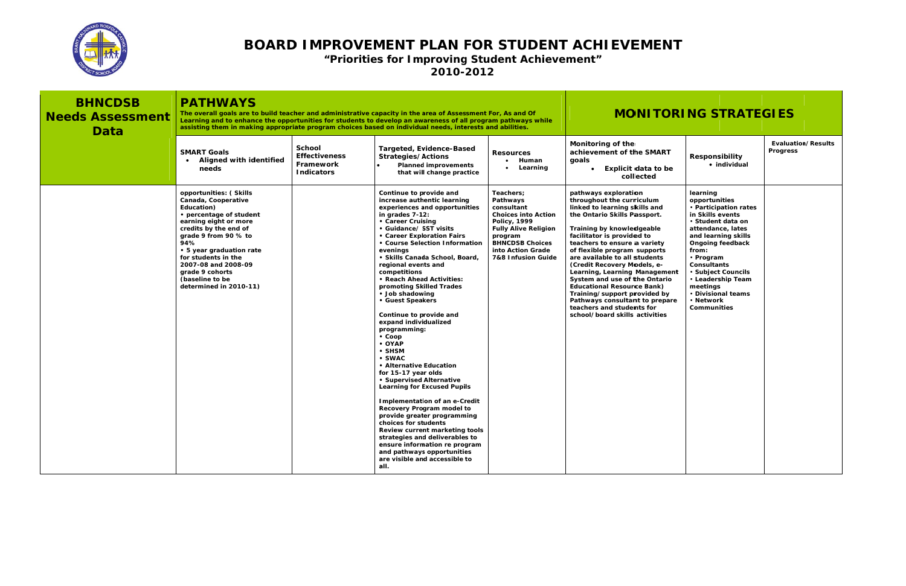# BOARD IMPROVEMENT PLAN FOR STUDENT ACHIEVEMENT

**"Priorities for Improving Student Achievement"**

**2010-2012**

| BHNCDSB Needs Assessment Data | PATHWAYS<br>The overall goals are to build teacher and administrative capacity in the area of Assessment For, As and Of Learning and to enhance the opportunities for students to develop an awareness of all program pathways while assisting them in making appropriate program choices based on individual needs, interests and abilities. | | | | MONITORING STRATEGIES | | |
|---|---|---|---|---|---|---|---|
| | **SMART Goals**<br>• Aligned with identified needs | **School Effectiveness Framework Indicators** | **Targeted, Evidence-Based Strategies/Actions**<br>• Planned improvements that will change practice | **Resources**<br>• Human<br>• Learning | **Monitoring of the achievement of the SMART goals**<br>• Explicit data to be collected | **Responsibility**<br>• individual | **Evaluation/Results Progress** |
| | opportunities: ( Skills Canada, Cooperative Education)<br>• percentage of student earning eight or more credits by the end of grade 9 from 90 % to 94%<br>• 5 year graduation rate for students in the 2007-08 and 2008-09 grade 9 cohorts (baseline to be determined in 2010-11) | | Continue to provide and increase authentic learning experiences and opportunities in grades 7-12:<br>• Career Cruising<br>• Guidance/ SST visits<br>• Career Exploration Fairs<br>• Course Selection Information evenings<br>• Skills Canada School, Board, regional events and competitions<br>• Reach Ahead Activities: promoting Skilled Trades<br>• Job shadowing<br>• Guest Speakers<br><br>Continue to provide and expand individualized programming:<br>• Coop<br>• OYAP<br>• SHSM<br>• SWAC<br>• Alternative Education for 15-17 year olds<br>• Supervised Alternative Learning for Excused Pupils<br><br>Implementation of an e-Credit Recovery Program model to provide greater programming choices for students<br>Review current marketing tools strategies and deliverables to ensure information re program and pathways opportunities are visible and accessible to all. | Teachers;<br>Pathways consultant<br>Choices into Action Policy, 1999<br>Fully Alive Religion program<br>BHNCDSB Choices into Action Grade 7&8 Infusion Guide | pathways exploration throughout the curriculum linked to learning skills and the Ontario Skills Passport.<br><br>Training by knowledgeable facilitator is provided to teachers to ensure a variety of flexible program supports are available to all students (Credit Recovery Models, e-Learning, Learning Management System and use of the Ontario Educational Resource Bank)<br>Training/support provided by Pathways consultant to prepare teachers and students for school/board skills activities | learning opportunities<br>• Participation rates in Skills events<br>• Student data on attendance, lates and learning skills<br>Ongoing feedback from:<br>• Program Consultants<br>• Subject Councils<br>• Leadership Team meetings<br>• Divisional teams<br>• Network Communities | |